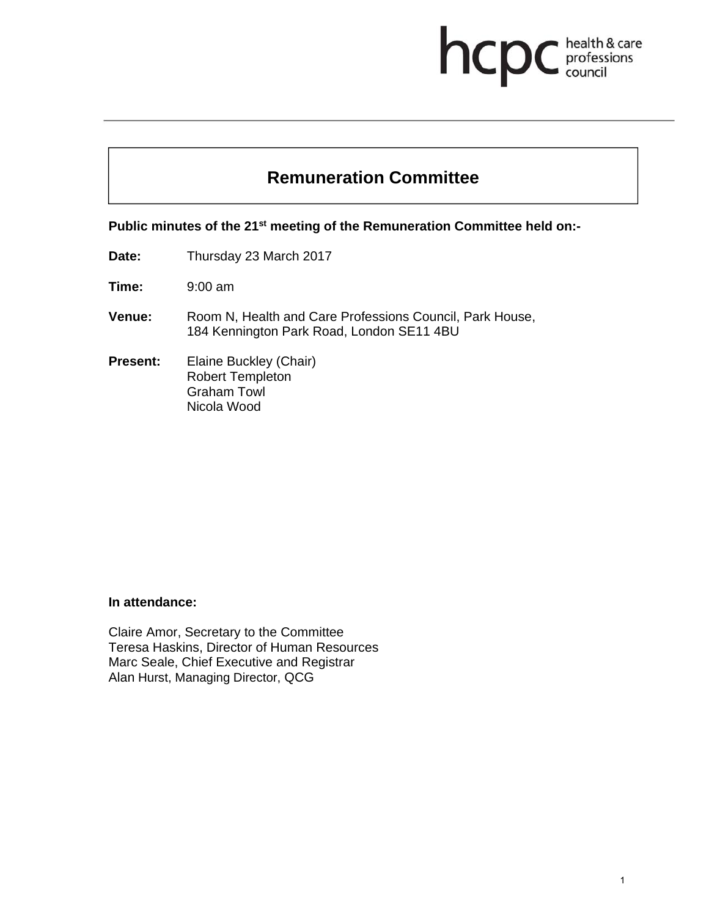# Remuneration Committee

**Public minutes of the 21st meeting of the Remuneration Committee held on:-**

**Date:** Thursday 23 March 2017

**Time:** 9:00 am

**Venue:** Room N, Health and Care Professions Council, Park House, 184 Kennington Park Road, London SE11 4BU

**Present:** Elaine Buckley (Chair)
Robert Templeton
Graham Towl
Nicola Wood

**In attendance:**

Claire Amor, Secretary to the Committee
Teresa Haskins, Director of Human Resources
Marc Seale, Chief Executive and Registrar
Alan Hurst, Managing Director, QCG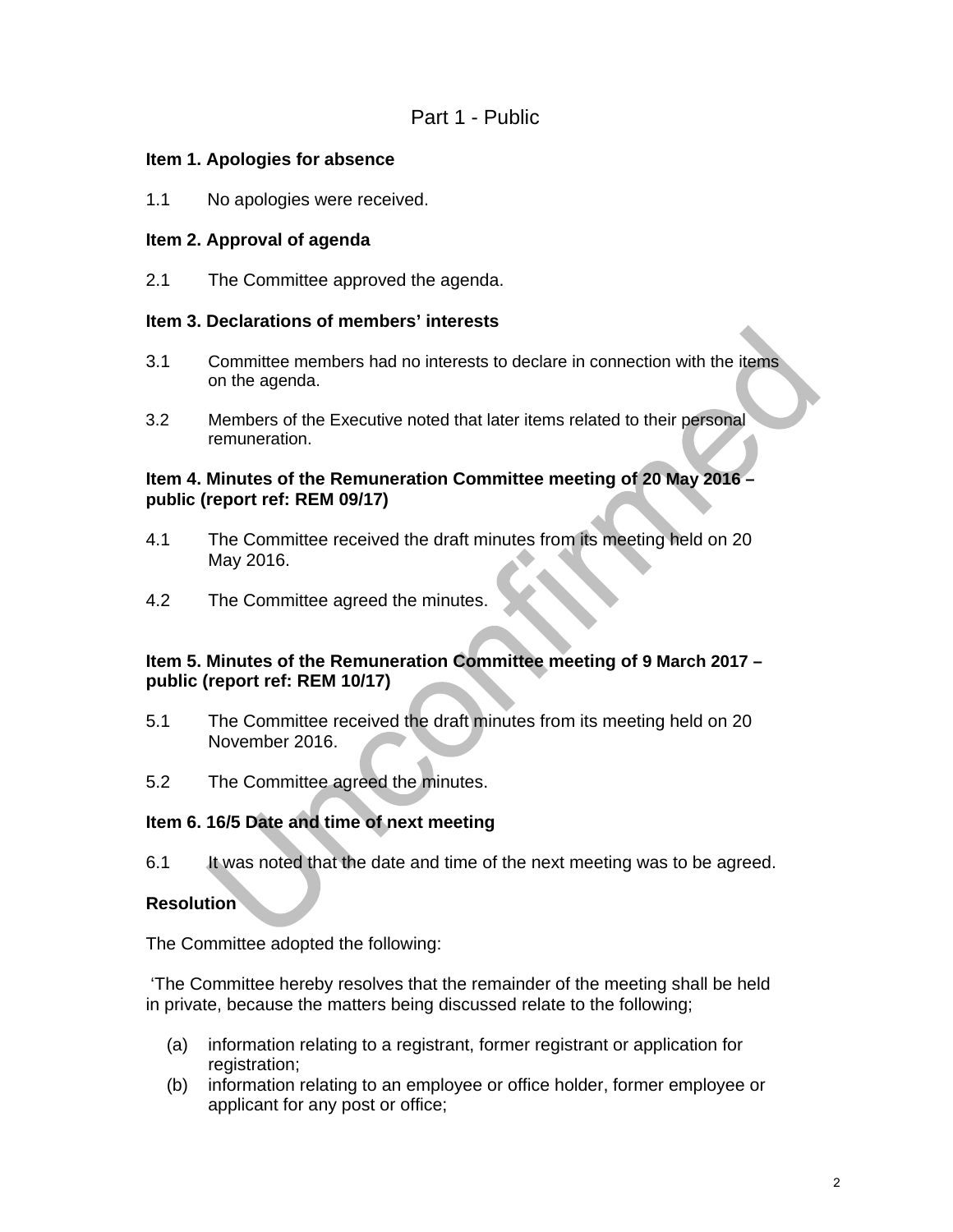## Part 1 - Public

**Item 1. Apologies for absence**

1.1 No apologies were received.

**Item 2. Approval of agenda**

2.1 The Committee approved the agenda.

**Item 3. Declarations of members' interests**

3.1 Committee members had no interests to declare in connection with the items on the agenda.

3.2 Members of the Executive noted that later items related to their personal remuneration.

**Item 4. Minutes of the Remuneration Committee meeting of 20 May 2016 – public (report ref: REM 09/17)**

4.1 The Committee received the draft minutes from its meeting held on 20 May 2016.

4.2 The Committee agreed the minutes.

**Item 5. Minutes of the Remuneration Committee meeting of 9 March 2017 – public (report ref: REM 10/17)**

5.1 The Committee received the draft minutes from its meeting held on 20 November 2016.

5.2 The Committee agreed the minutes.

**Item 6. 16/5 Date and time of next meeting**

6.1 It was noted that the date and time of the next meeting was to be agreed.

**Resolution**

The Committee adopted the following:

'The Committee hereby resolves that the remainder of the meeting shall be held in private, because the matters being discussed relate to the following;

(a) information relating to a registrant, former registrant or application for registration;
(b) information relating to an employee or office holder, former employee or applicant for any post or office;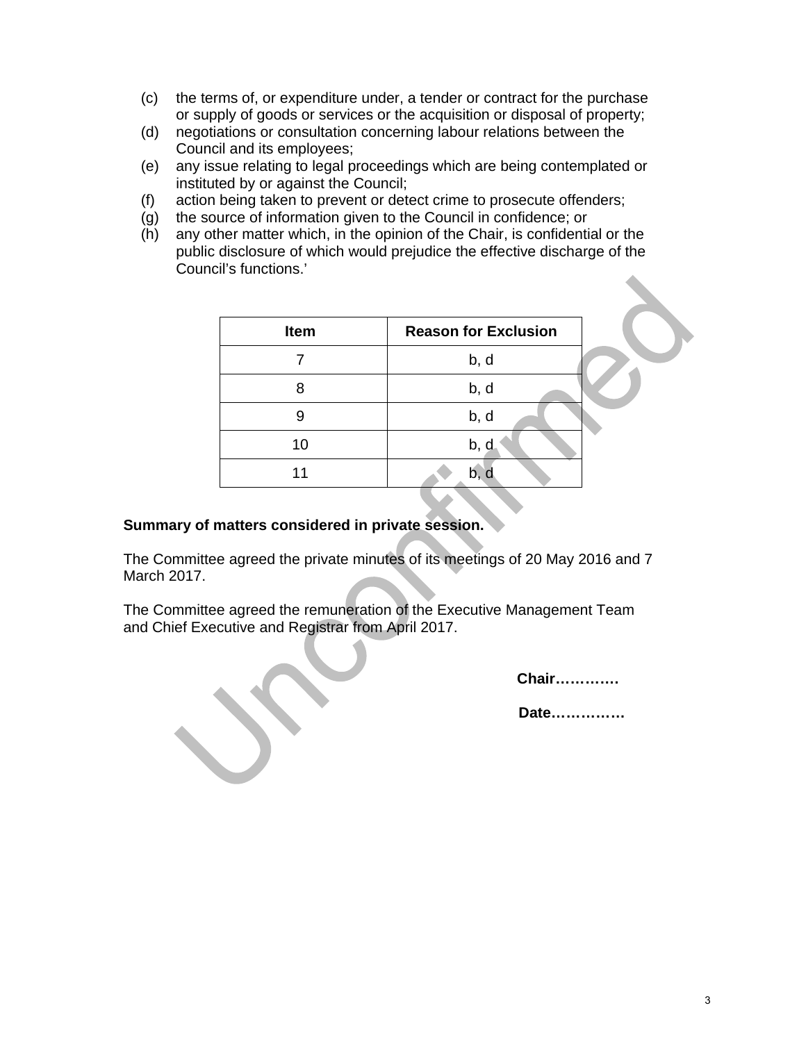(c) the terms of, or expenditure under, a tender or contract for the purchase or supply of goods or services or the acquisition or disposal of property;
(d) negotiations or consultation concerning labour relations between the Council and its employees;
(e) any issue relating to legal proceedings which are being contemplated or instituted by or against the Council;
(f) action being taken to prevent or detect crime to prosecute offenders;
(g) the source of information given to the Council in confidence; or
(h) any other matter which, in the opinion of the Chair, is confidential or the public disclosure of which would prejudice the effective discharge of the Council's functions.'

| Item | Reason for Exclusion |
|---|---|
| 7 | b, d |
| 8 | b, d |
| 9 | b, d |
| 10 | b, d |
| 11 | b, d |

**Summary of matters considered in private session.**

The Committee agreed the private minutes of its meetings of 20 May 2016 and 7 March 2017.

The Committee agreed the remuneration of the Executive Management Team and Chief Executive and Registrar from April 2017.

**Chair………….**

**Date……………**

Unconfirmed